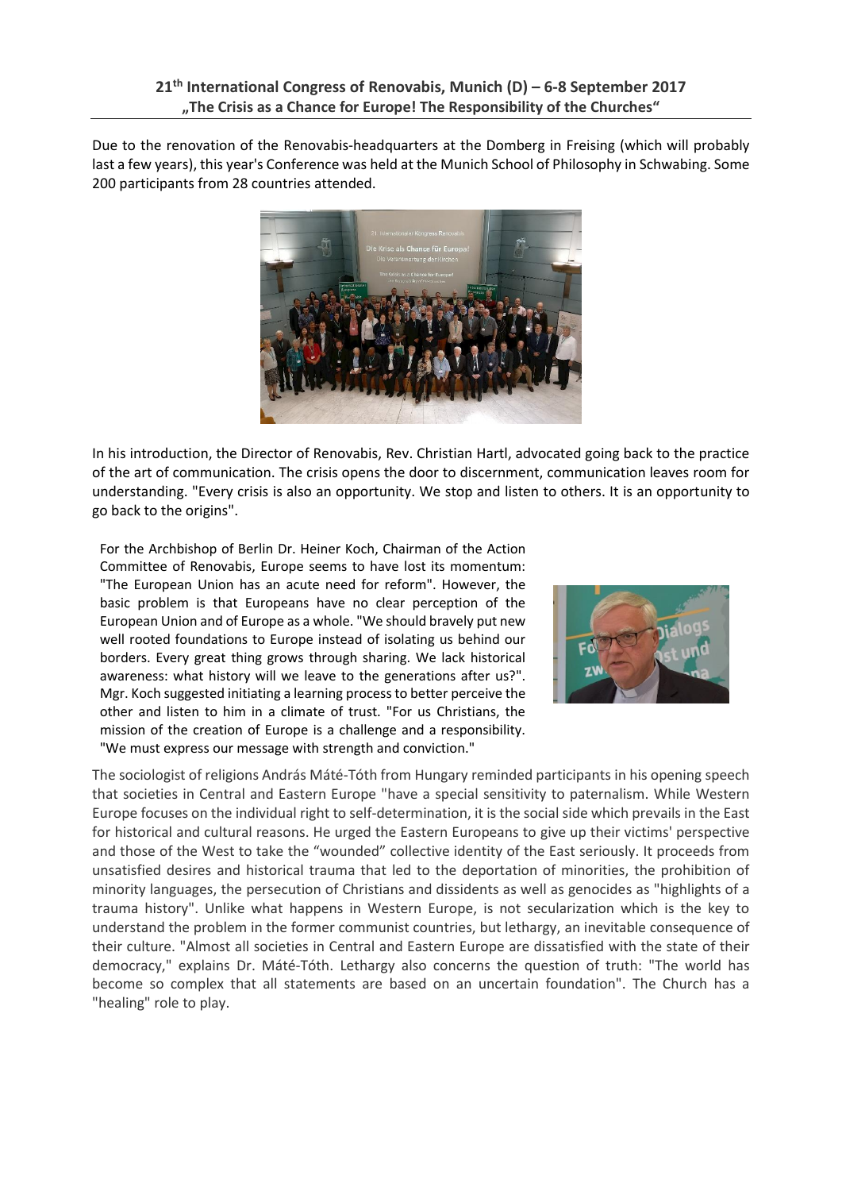**21th International Congress of Renovabis, Munich (D) – 6-8 September 2017**
**„The Crisis as a Chance for Europe! The Responsibility of the Churches“**

Due to the renovation of the Renovabis-headquarters at the Domberg in Freising (which will probably last a few years), this year's Conference was held at the Munich School of Philosophy in Schwabing. Some 200 participants from 28 countries attended.

In his introduction, the Director of Renovabis, Rev. Christian Hartl, advocated going back to the practice of the art of communication. The crisis opens the door to discernment, communication leaves room for understanding. "Every crisis is also an opportunity. We stop and listen to others. It is an opportunity to go back to the origins".

For the Archbishop of Berlin Dr. Heiner Koch, Chairman of the Action Committee of Renovabis, Europe seems to have lost its momentum: "The European Union has an acute need for reform". However, the basic problem is that Europeans have no clear perception of the European Union and of Europe as a whole. "We should bravely put new well rooted foundations to Europe instead of isolating us behind our borders. Every great thing grows through sharing. We lack historical awareness: what history will we leave to the generations after us?". Mgr. Koch suggested initiating a learning process to better perceive the other and listen to him in a climate of trust. "For us Christians, the mission of the creation of Europe is a challenge and a responsibility. "We must express our message with strength and conviction."

The sociologist of religions András Máté-Tóth from Hungary reminded participants in his opening speech that societies in Central and Eastern Europe "have a special sensitivity to paternalism. While Western Europe focuses on the individual right to self-determination, it is the social side which prevails in the East for historical and cultural reasons. He urged the Eastern Europeans to give up their victims' perspective and those of the West to take the "wounded" collective identity of the East seriously. It proceeds from unsatisfied desires and historical trauma that led to the deportation of minorities, the prohibition of minority languages, the persecution of Christians and dissidents as well as genocides as "highlights of a trauma history". Unlike what happens in Western Europe, is not secularization which is the key to understand the problem in the former communist countries, but lethargy, an inevitable consequence of their culture. "Almost all societies in Central and Eastern Europe are dissatisfied with the state of their democracy," explains Dr. Máté-Tóth. Lethargy also concerns the question of truth: "The world has become so complex that all statements are based on an uncertain foundation". The Church has a "healing" role to play.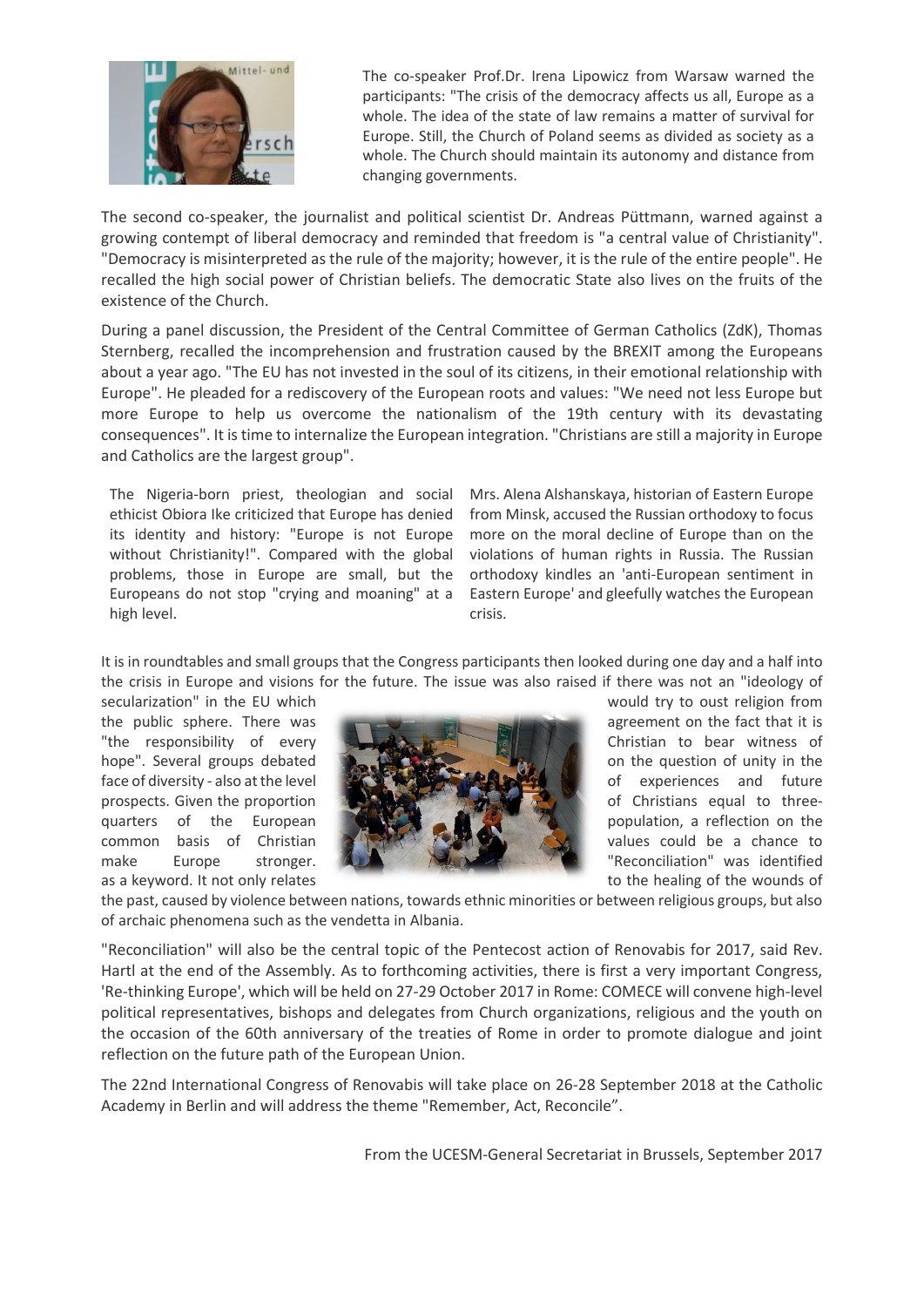The co-speaker Prof.Dr. Irena Lipowicz from Warsaw warned the participants: "The crisis of the democracy affects us all, Europe as a whole. The idea of the state of law remains a matter of survival for Europe. Still, the Church of Poland seems as divided as society as a whole. The Church should maintain its autonomy and distance from changing governments.

The second co-speaker, the journalist and political scientist Dr. Andreas Püttmann, warned against a growing contempt of liberal democracy and reminded that freedom is "a central value of Christianity". "Democracy is misinterpreted as the rule of the majority; however, it is the rule of the entire people". He recalled the high social power of Christian beliefs. The democratic State also lives on the fruits of the existence of the Church.

During a panel discussion, the President of the Central Committee of German Catholics (ZdK), Thomas Sternberg, recalled the incomprehension and frustration caused by the BREXIT among the Europeans about a year ago. "The EU has not invested in the soul of its citizens, in their emotional relationship with Europe". He pleaded for a rediscovery of the European roots and values: "We need not less Europe but more Europe to help us overcome the nationalism of the 19th century with its devastating consequences". It is time to internalize the European integration. "Christians are still a majority in Europe and Catholics are the largest group".

The Nigeria-born priest, theologian and social ethicist Obiora Ike criticized that Europe has denied its identity and history: "Europe is not Europe without Christianity!". Compared with the global problems, those in Europe are small, but the Europeans do not stop "crying and moaning" at a high level.

Mrs. Alena Alshanskaya, historian of Eastern Europe from Minsk, accused the Russian orthodoxy to focus more on the moral decline of Europe than on the violations of human rights in Russia. The Russian orthodoxy kindles an 'anti-European sentiment in Eastern Europe' and gleefully watches the European crisis.

It is in roundtables and small groups that the Congress participants then looked during one day and a half into the crisis in Europe and visions for the future. The issue was also raised if there was not an "ideology of secularization" in the EU which would try to oust religion from the public sphere. There was agreement on the fact that it is "the responsibility of every Christian to bear witness of hope". Several groups debated on the question of unity in the face of diversity - also at the level of experiences and future prospects. Given the proportion of Christians equal to three-quarters of the European population, a reflection on the common basis of Christian values could be a chance to make Europe stronger. "Reconciliation" was identified as a keyword. It not only relates to the healing of the wounds of the past, caused by violence between nations, towards ethnic minorities or between religious groups, but also of archaic phenomena such as the vendetta in Albania.

"Reconciliation" will also be the central topic of the Pentecost action of Renovabis for 2017, said Rev. Hartl at the end of the Assembly. As to forthcoming activities, there is first a very important Congress, 'Re-thinking Europe', which will be held on 27-29 October 2017 in Rome: COMECE will convene high-level political representatives, bishops and delegates from Church organizations, religious and the youth on the occasion of the 60th anniversary of the treaties of Rome in order to promote dialogue and joint reflection on the future path of the European Union.

The 22nd International Congress of Renovabis will take place on 26-28 September 2018 at the Catholic Academy in Berlin and will address the theme "Remember, Act, Reconcile".

From the UCESM-General Secretariat in Brussels, September 2017